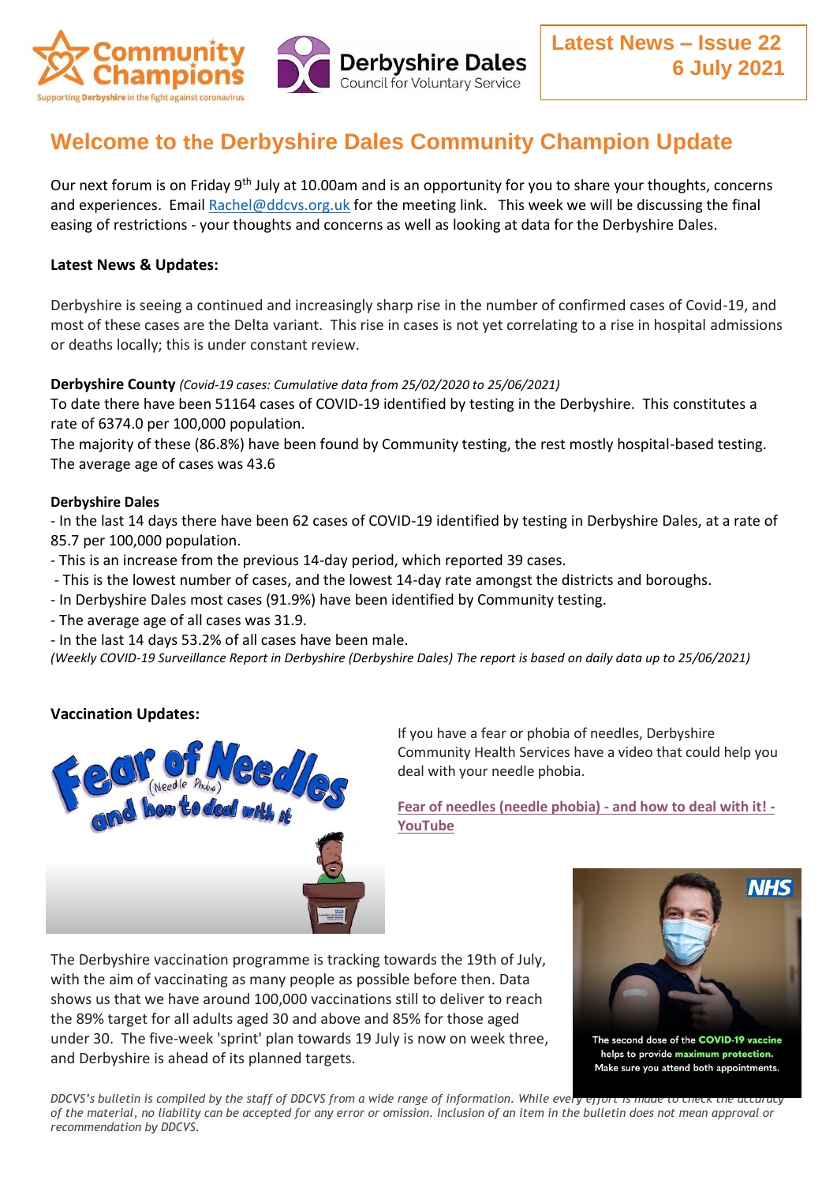Latest News – Issue 22
6 July 2021

# Welcome to the Derbyshire Dales Community Champion Update

Our next forum is on Friday 9th July at 10.00am and is an opportunity for you to share your thoughts, concerns and experiences. Email Rachel@ddcvs.org.uk for the meeting link. This week we will be discussing the final easing of restrictions - your thoughts and concerns as well as looking at data for the Derbyshire Dales.

**Latest News & Updates:**

Derbyshire is seeing a continued and increasingly sharp rise in the number of confirmed cases of Covid-19, and most of these cases are the Delta variant. This rise in cases is not yet correlating to a rise in hospital admissions or deaths locally; this is under constant review.

**Derbyshire County** *(Covid-19 cases: Cumulative data from 25/02/2020 to 25/06/2021)*
To date there have been 51164 cases of COVID-19 identified by testing in the Derbyshire. This constitutes a rate of 6374.0 per 100,000 population.
The majority of these (86.8%) have been found by Community testing, the rest mostly hospital-based testing.
The average age of cases was 43.6

**Derbyshire Dales**
- In the last 14 days there have been 62 cases of COVID-19 identified by testing in Derbyshire Dales, at a rate of 85.7 per 100,000 population.
- This is an increase from the previous 14-day period, which reported 39 cases.
- This is the lowest number of cases, and the lowest 14-day rate amongst the districts and boroughs.
- In Derbyshire Dales most cases (91.9%) have been identified by Community testing.
- The average age of all cases was 31.9.
- In the last 14 days 53.2% of all cases have been male.

*(Weekly COVID-19 Surveillance Report in Derbyshire (Derbyshire Dales) The report is based on daily data up to 25/06/2021)*

**Vaccination Updates:**

If you have a fear or phobia of needles, Derbyshire Community Health Services have a video that could help you deal with your needle phobia.

**Fear of needles (needle phobia) - and how to deal with it! - YouTube**

The Derbyshire vaccination programme is tracking towards the 19th of July, with the aim of vaccinating as many people as possible before then. Data shows us that we have around 100,000 vaccinations still to deliver to reach the 89% target for all adults aged 30 and above and 85% for those aged under 30. The five-week 'sprint' plan towards 19 July is now on week three, and Derbyshire is ahead of its planned targets.

The second dose of the COVID-19 vaccine helps to provide maximum protection. Make sure you attend both appointments.

*DDCVS's bulletin is compiled by the staff of DDCVS from a wide range of information. While every effort is made to check the accuracy of the material, no liability can be accepted for any error or omission. Inclusion of an item in the bulletin does not mean approval or recommendation by DDCVS.*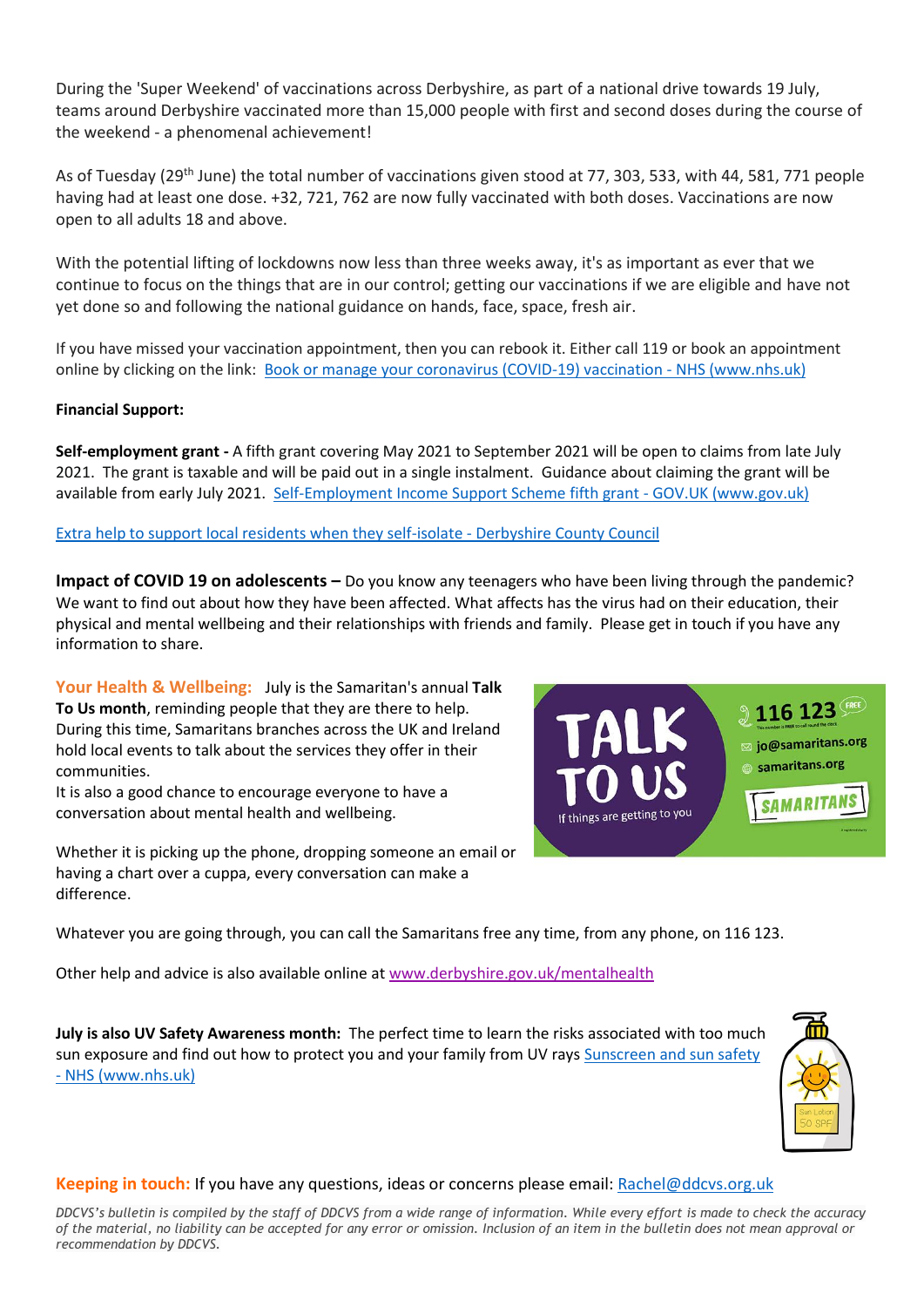During the 'Super Weekend' of vaccinations across Derbyshire, as part of a national drive towards 19 July, teams around Derbyshire vaccinated more than 15,000 people with first and second doses during the course of the weekend - a phenomenal achievement!

As of Tuesday (29th June) the total number of vaccinations given stood at 77, 303, 533, with 44, 581, 771 people having had at least one dose. +32, 721, 762 are now fully vaccinated with both doses. Vaccinations are now open to all adults 18 and above.

With the potential lifting of lockdowns now less than three weeks away, it's as important as ever that we continue to focus on the things that are in our control; getting our vaccinations if we are eligible and have not yet done so and following the national guidance on hands, face, space, fresh air.

If you have missed your vaccination appointment, then you can rebook it. Either call 119 or book an appointment online by clicking on the link: [Book or manage your coronavirus (COVID-19) vaccination - NHS (www.nhs.uk)]

**Financial Support:**

**Self-employment grant -** A fifth grant covering May 2021 to September 2021 will be open to claims from late July 2021. The grant is taxable and will be paid out in a single instalment. Guidance about claiming the grant will be available from early July 2021. [Self-Employment Income Support Scheme fifth grant - GOV.UK (www.gov.uk)]

[Extra help to support local residents when they self-isolate - Derbyshire County Council]

**Impact of COVID 19 on adolescents –** Do you know any teenagers who have been living through the pandemic? We want to find out about how they have been affected. What affects has the virus had on their education, their physical and mental wellbeing and their relationships with friends and family. Please get in touch if you have any information to share.

**Your Health & Wellbeing:** July is the Samaritan's annual **Talk To Us month**, reminding people that they are there to help. During this time, Samaritans branches across the UK and Ireland hold local events to talk about the services they offer in their communities.
It is also a good chance to encourage everyone to have a conversation about mental health and wellbeing.

Whether it is picking up the phone, dropping someone an email or having a chart over a cuppa, every conversation can make a difference.

TALK TO US
If things are getting to you
116 123 FREE
jo@samaritans.org
samaritans.org
SAMARITANS

Whatever you are going through, you can call the Samaritans free any time, from any phone, on 116 123.

Other help and advice is also available online at www.derbyshire.gov.uk/mentalhealth

**July is also UV Safety Awareness month:** The perfect time to learn the risks associated with too much sun exposure and find out how to protect you and your family from UV rays [Sunscreen and sun safety - NHS (www.nhs.uk)]

**Keeping in touch:** If you have any questions, ideas or concerns please email: Rachel@ddcvs.org.uk

*DDCVS's bulletin is compiled by the staff of DDCVS from a wide range of information. While every effort is made to check the accuracy of the material, no liability can be accepted for any error or omission. Inclusion of an item in the bulletin does not mean approval or recommendation by DDCVS.*